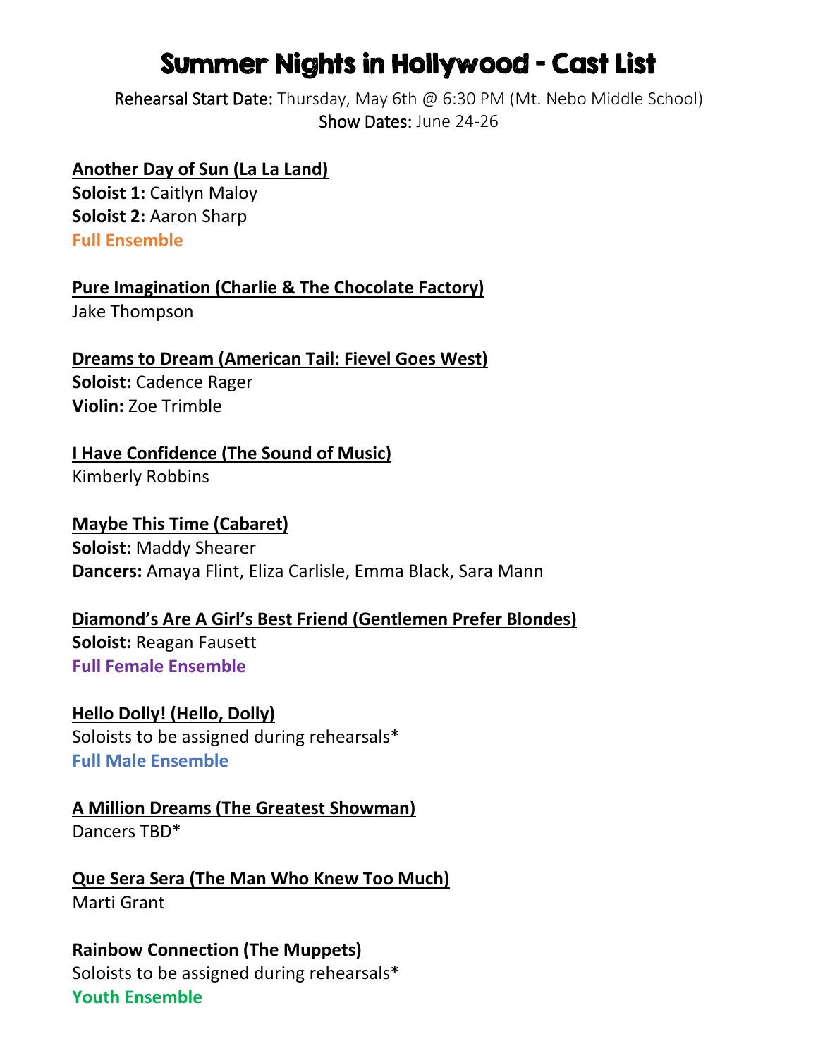# Summer Nights in Hollywood - Cast List

Rehearsal Start Date: Thursday, May 6th @ 6:30 PM (Mt. Nebo Middle School)
Show Dates: June 24-26

**Another Day of Sun (La La Land)**
**Soloist 1:** Caitlyn Maloy
**Soloist 2:** Aaron Sharp
**Full Ensemble**

**Pure Imagination (Charlie & The Chocolate Factory)**
Jake Thompson

**Dreams to Dream (American Tail: Fievel Goes West)**
**Soloist:** Cadence Rager
**Violin:** Zoe Trimble

**I Have Confidence (The Sound of Music)**
Kimberly Robbins

**Maybe This Time (Cabaret)**
**Soloist:** Maddy Shearer
**Dancers:** Amaya Flint, Eliza Carlisle, Emma Black, Sara Mann

**Diamond's Are A Girl's Best Friend (Gentlemen Prefer Blondes)**
**Soloist:** Reagan Fausett
**Full Female Ensemble**

**Hello Dolly! (Hello, Dolly)**
Soloists to be assigned during rehearsals*
**Full Male Ensemble**

**A Million Dreams (The Greatest Showman)**
Dancers TBD*

**Que Sera Sera (The Man Who Knew Too Much)**
Marti Grant

**Rainbow Connection (The Muppets)**
Soloists to be assigned during rehearsals*
**Youth Ensemble**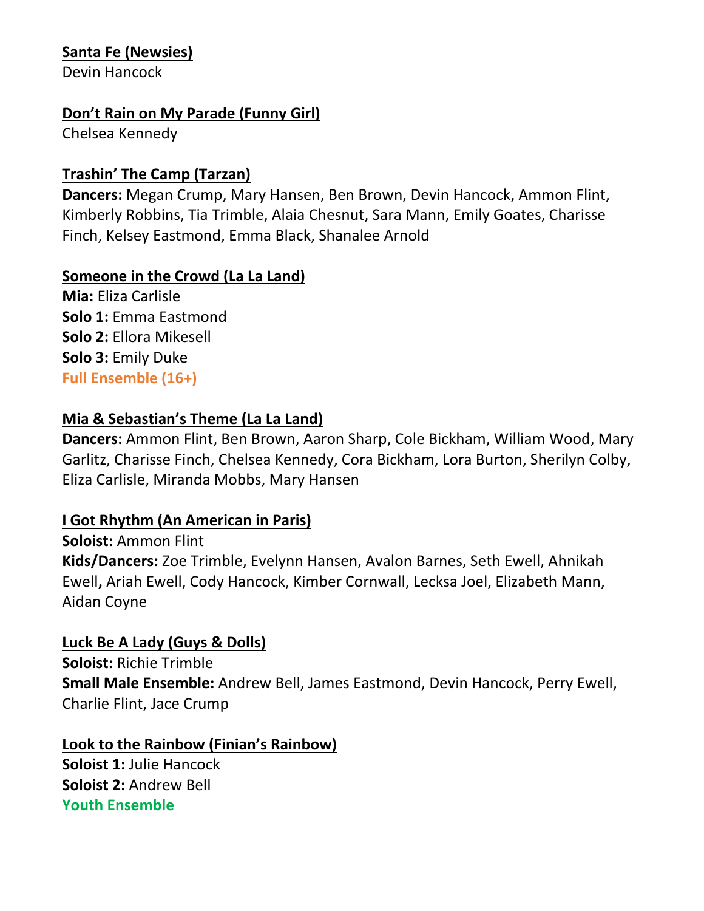**Santa Fe (Newsies)**
Devin Hancock

**Don't Rain on My Parade (Funny Girl)**
Chelsea Kennedy

**Trashin' The Camp (Tarzan)**
**Dancers:** Megan Crump, Mary Hansen, Ben Brown, Devin Hancock, Ammon Flint, Kimberly Robbins, Tia Trimble, Alaia Chesnut, Sara Mann, Emily Goates, Charisse Finch, Kelsey Eastmond, Emma Black, Shanalee Arnold

**Someone in the Crowd (La La Land)**
**Mia:** Eliza Carlisle
**Solo 1:** Emma Eastmond
**Solo 2:** Ellora Mikesell
**Solo 3:** Emily Duke
**Full Ensemble (16+)**

**Mia & Sebastian's Theme (La La Land)**
**Dancers:** Ammon Flint, Ben Brown, Aaron Sharp, Cole Bickham, William Wood, Mary Garlitz, Charisse Finch, Chelsea Kennedy, Cora Bickham, Lora Burton, Sherilyn Colby, Eliza Carlisle, Miranda Mobbs, Mary Hansen

**I Got Rhythm (An American in Paris)**
**Soloist:** Ammon Flint
**Kids/Dancers:** Zoe Trimble, Evelynn Hansen, Avalon Barnes, Seth Ewell, Ahnikah Ewell, Ariah Ewell, Cody Hancock, Kimber Cornwall, Lecksa Joel, Elizabeth Mann, Aidan Coyne

**Luck Be A Lady (Guys & Dolls)**
**Soloist:** Richie Trimble
**Small Male Ensemble:** Andrew Bell, James Eastmond, Devin Hancock, Perry Ewell, Charlie Flint, Jace Crump

**Look to the Rainbow (Finian's Rainbow)**
**Soloist 1:** Julie Hancock
**Soloist 2:** Andrew Bell
**Youth Ensemble**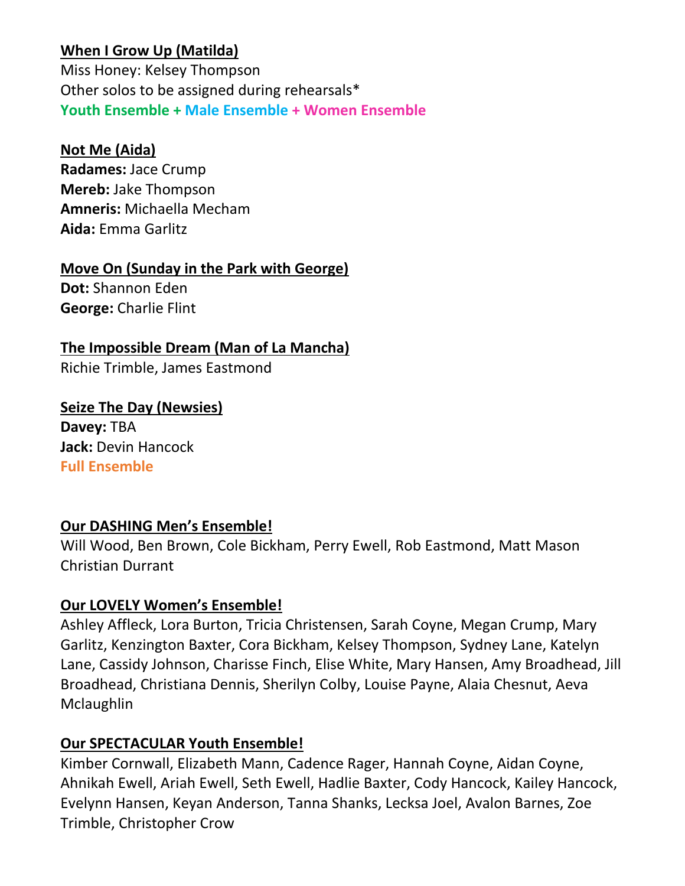**When I Grow Up (Matilda)**
Miss Honey: Kelsey Thompson
Other solos to be assigned during rehearsals*
**Youth Ensemble + Male Ensemble + Women Ensemble**

**Not Me (Aida)**
**Radames:** Jace Crump
**Mereb:** Jake Thompson
**Amneris:** Michaella Mecham
**Aida:** Emma Garlitz

**Move On (Sunday in the Park with George)**
**Dot:** Shannon Eden
**George:** Charlie Flint

**The Impossible Dream (Man of La Mancha)**
Richie Trimble, James Eastmond

**Seize The Day (Newsies)**
**Davey:** TBA
**Jack:** Devin Hancock
**Full Ensemble**

**Our DASHING Men's Ensemble!**
Will Wood, Ben Brown, Cole Bickham, Perry Ewell, Rob Eastmond, Matt Mason Christian Durrant

**Our LOVELY Women's Ensemble!**
Ashley Affleck, Lora Burton, Tricia Christensen, Sarah Coyne, Megan Crump, Mary Garlitz, Kenzington Baxter, Cora Bickham, Kelsey Thompson, Sydney Lane, Katelyn Lane, Cassidy Johnson, Charisse Finch, Elise White, Mary Hansen, Amy Broadhead, Jill Broadhead, Christiana Dennis, Sherilyn Colby, Louise Payne, Alaia Chesnut, Aeva Mclaughlin

**Our SPECTACULAR Youth Ensemble!**
Kimber Cornwall, Elizabeth Mann, Cadence Rager, Hannah Coyne, Aidan Coyne, Ahnikah Ewell, Ariah Ewell, Seth Ewell, Hadlie Baxter, Cody Hancock, Kailey Hancock, Evelynn Hansen, Keyan Anderson, Tanna Shanks, Lecksa Joel, Avalon Barnes, Zoe Trimble, Christopher Crow